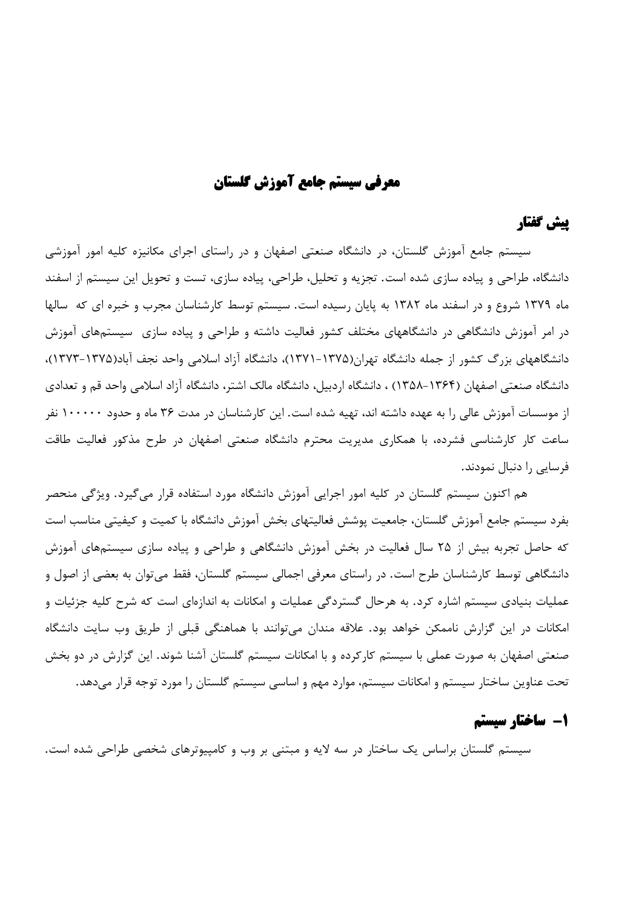# معرفی سیستم جامع آموزش گلستان

## پیش گفتار

سیستم جامع آموزش گلستان، در دانشگاه صنعتی اصفهان و در راستای اجرای مکانیزه کلیه امور آموزشی دانشگاه، طراحی و پیاده سازی شده است. تجزیه و تحلیل، طراحی، پیاده سازی، تست و تحویل این سیستم از اسفند ماه ۱۳۷۹ شروع و در اسفند ماه ۱۳۸۲ به پایان رسیده است. سیستم توسط کارشناسان مجرب و خبره ای که سالها در امر آموزش دانشگاهی در دانشگاههای مختلف کشور فعالیت داشته و طراحی و پیاده سازی سیستم‌های آموزش دانشگاههای بزرگ کشور از جمله دانشگاه تهران(۱۳۷۵-۱۳۷۱)، دانشگاه آزاد اسلامی واحد نجف آباد(۱۳۷۵-۱۳۷۳)، دانشگاه صنعتی اصفهان (۱۳۶۴-۱۳۵۸) ، دانشگاه اردبیل، دانشگاه مالک اشتر، دانشگاه آزاد اسلامی واحد قم و تعدادی از موسسات آموزش عالی را به عهده داشته اند، تهیه شده است. این کارشناسان در مدت ۳۶ ماه و حدود ۱۰۰۰۰۰ نفر ساعت کار کارشناسی فشرده، با همکاری مدیریت محترم دانشگاه صنعتی اصفهان در طرح مذکور فعالیت طاقت فرسایی را دنبال نمودند.

هم اکنون سیستم گلستان در کلیه امور اجرایی آموزش دانشگاه مورد استفاده قرار می‌گیرد. ویژگی منحصر بفرد سیستم جامع آموزش گلستان، جامعیت پوشش فعالیتهای بخش آموزش دانشگاه با کمیت و کیفیتی مناسب است که حاصل تجربه بیش از ۲۵ سال فعالیت در بخش آموزش دانشگاهی و طراحی و پیاده سازی سیستم‌های آموزش دانشگاهی توسط کارشناسان طرح است. در راستای معرفی اجمالی سیستم گلستان، فقط می‌توان به بعضی از اصول و عملیات بنیادی سیستم اشاره کرد. به هرحال گستردگی عملیات و امکانات به اندازه‌ای است که شرح کلیه جزئیات و امکانات در این گزارش ناممکن خواهد بود. علاقه مندان می‌توانند با هماهنگی قبلی از طریق وب سایت دانشگاه صنعتی اصفهان به صورت عملی با سیستم کارکرده و با امکانات سیستم گلستان آشنا شوند. این گزارش در دو بخش تحت عناوین ساختار سیستم و امکانات سیستم، موارد مهم و اساسی سیستم گلستان را مورد توجه قرار می‌دهد.

## ۱- ساختار سیستم

سیستم گلستان براساس یک ساختار در سه لایه و مبتنی بر وب و کامپیوترهای شخصی طراحی شده است.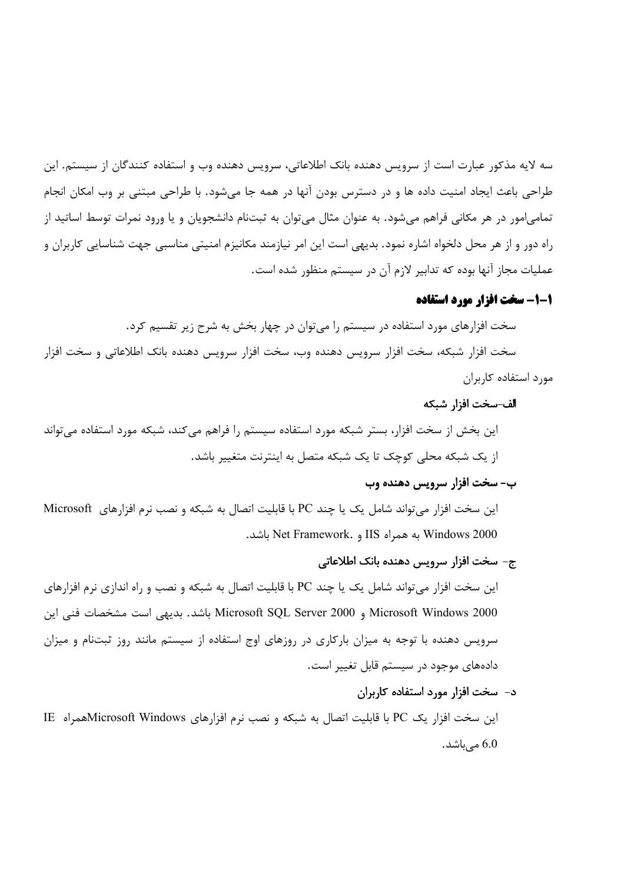سه لایه مذکور عبارت است از سرویس دهنده بانک اطلاعاتی، سرویس دهنده وب و استفاده کنندگان از سیستم. این طراحی باعث ایجاد امنیت داده ها و در دسترس بودن آنها در همه جا می‌شود. با طراحی مبتنی بر وب امکان انجام تمامی‌امور در هر مکانی فراهم می‌شود. به عنوان مثال می‌توان به ثبت‌نام دانشجویان و یا ورود نمرات توسط اساتید از راه دور و از هر محل دلخواه اشاره نمود. بدیهی است این امر نیازمند مکانیزم امنیتی مناسبی جهت شناسایی کاربران و عملیات مجاز آنها بوده که تدابیر لازم آن در سیستم منظور شده است.

## ۱-۱- سخت افزار مورد استفاده

سخت افزارهای مورد استفاده در سیستم را می‌توان در چهار بخش به شرح زیر تقسیم کرد.

سخت افزار شبکه، سخت افزار سرویس دهنده وب، سخت افزار سرویس دهنده بانک اطلاعاتی و سخت افزار مورد استفاده کاربران

### الف-سخت افزار شبکه

این بخش از سخت افزار، بستر شبکه مورد استفاده سیستم را فراهم می‌کند، شبکه مورد استفاده می‌تواند از یک شبکه محلی کوچک تا یک شبکه متصل به اینترنت متغییر باشد.

### ب- سخت افزار سرویس دهنده وب

این سخت افزار می‌تواند شامل یک یا چند PC با قابلیت اتصال به شبکه و نصب نرم افزارهای Microsoft Windows 2000 به همراه IIS و Net Framework. باشد.

### ج- سخت افزار سرویس دهنده بانک اطلاعاتی

این سخت افزار می‌تواند شامل یک یا چند PC با قابلیت اتصال به شبکه و نصب و راه اندازی نرم افزارهای Microsoft Windows 2000 و Microsoft SQL Server 2000 باشد. بدیهی است مشخصات فنی این سرویس دهنده با توجه به میزان بارکاری در روزهای اوج استفاده از سیستم مانند روز ثبت‌نام و میزان داده‌های موجود در سیستم قابل تغییر است.

### د- سخت افزار مورد استفاده کاربران

این سخت افزار یک PC با قابلیت اتصال به شبکه و نصب نرم افزارهای Microsoft Windowsهمراه IE 6.0 می‌باشد.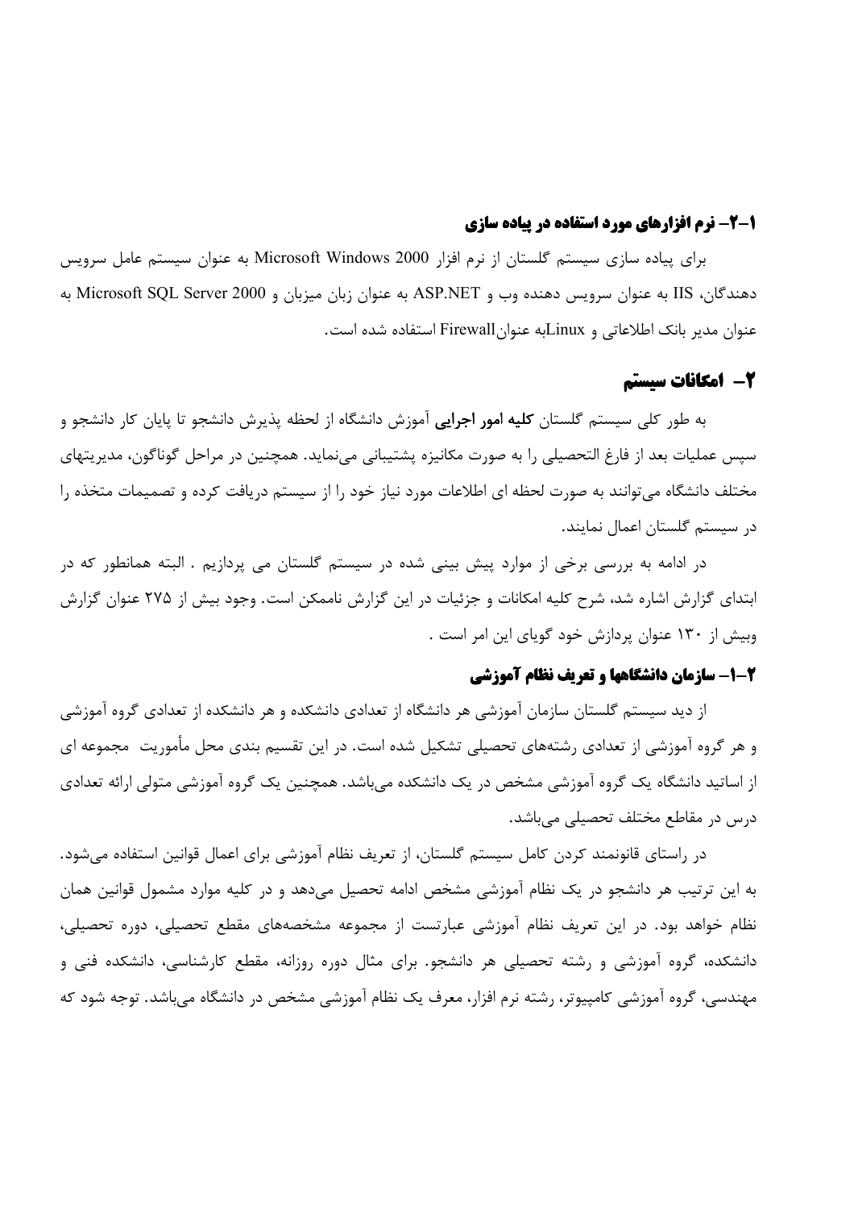### ۱-۲- نرم افزارهای مورد استفاده در پیاده سازی

برای پیاده سازی سیستم گلستان از نرم افزار Microsoft Windows 2000 به عنوان سیستم عامل سرویس دهندگان، IIS به عنوان سرویس دهنده وب و ASP.NET به عنوان زبان میزبان و Microsoft SQL Server 2000 به عنوان مدیر بانک اطلاعاتی و Linuxبه عنوانFirewall استفاده شده است.

## ۲- امکانات سیستم

به طور کلی سیستم گلستان **کلیه امور اجرایی** آموزش دانشگاه از لحظه پذیرش دانشجو تا پایان کار دانشجو و سپس عملیات بعد از فارغ التحصیلی را به صورت مکانیزه پشتیبانی می‌نماید. همچنین در مراحل گوناگون، مدیریتهای مختلف دانشگاه می‌توانند به صورت لحظه ای اطلاعات مورد نیاز خود را از سیستم دریافت کرده و تصمیمات متخذه را در سیستم گلستان اعمال نمایند.

در ادامه به بررسی برخی از موارد پیش بینی شده در سیستم گلستان می پردازیم . البته همانطور که در ابتدای گزارش اشاره شد، شرح کلیه امکانات و جزئیات در این گزارش ناممکن است. وجود بیش از ۲۷۵ عنوان گزارش وبیش از ۱۳۰ عنوان پردازش خود گویای این امر است .

### ۲-۱- سازمان دانشگاهها و تعریف نظام آموزشی

از دید سیستم گلستان سازمان آموزشی هر دانشگاه از تعدادی دانشکده و هر دانشکده از تعدادی گروه آموزشی و هر گروه آموزشی از تعدادی رشته‌های تحصیلی تشکیل شده است. در این تقسیم بندی محل مأموریت مجموعه ای از اساتید دانشگاه یک گروه آموزشی مشخص در یک دانشکده می‌باشد. همچنین یک گروه آموزشی متولی ارائه تعدادی درس در مقاطع مختلف تحصیلی می‌باشد.

در راستای قانونمند کردن کامل سیستم گلستان، از تعریف نظام آموزشی برای اعمال قوانین استفاده می‌شود. به این ترتیب هر دانشجو در یک نظام آموزشی مشخص ادامه تحصیل می‌دهد و در کلیه موارد مشمول قوانین همان نظام خواهد بود. در این تعریف نظام آموزشی عبارتست از مجموعه مشخصه‌های مقطع تحصیلی، دوره تحصیلی، دانشکده، گروه آموزشی و رشته تحصیلی هر دانشجو. برای مثال دوره روزانه، مقطع کارشناسی، دانشکده فنی و مهندسی، گروه آموزشی کامپیوتر، رشته نرم افزار، معرف یک نظام آموزشی مشخص در دانشگاه می‌باشد. توجه شود که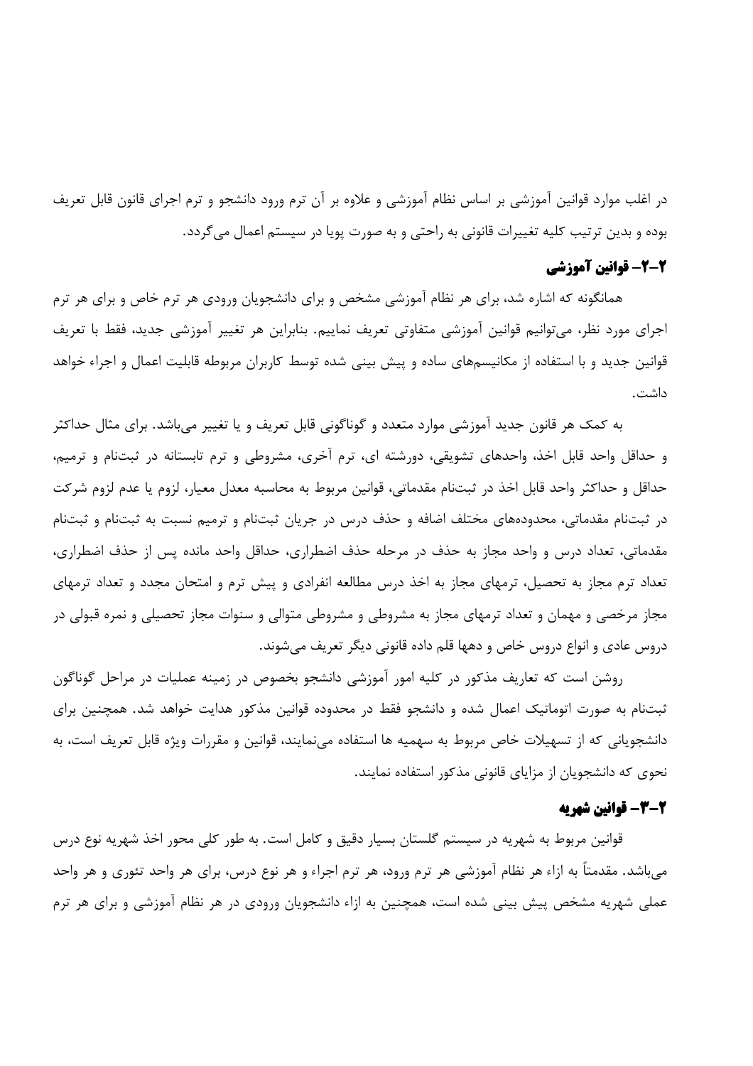در اغلب موارد قوانین آموزشی بر اساس نظام آموزشی و علاوه بر آن ترم ورود دانشجو و ترم اجرای قانون قابل تعریف بوده و بدین ترتیب کلیه تغییرات قانونی به راحتی و به صورت پویا در سیستم اعمال می‌گردد.

### ۲-۲- قوانین آموزشی

همانگونه که اشاره شد، برای هر نظام آموزشی مشخص و برای دانشجویان ورودی هر ترم خاص و برای هر ترم اجرای مورد نظر، می‌توانیم قوانین آموزشی متفاوتی تعریف نماییم. بنابراین هر تغییر آموزشی جدید، فقط با تعریف قوانین جدید و با استفاده از مکانیسم‌های ساده و پیش بینی شده توسط کاربران مربوطه قابلیت اعمال و اجراء خواهد داشت.

به کمک هر قانون جدید آموزشی موارد متعدد و گوناگونی قابل تعریف و یا تغییر می‌باشد. برای مثال حداکثر و حداقل واحد قابل اخذ، واحدهای تشویقی، دورشته ای، ترم آخری، مشروطی و ترم تابستانه در ثبت‌نام و ترمیم، حداقل و حداکثر واحد قابل اخذ در ثبت‌نام مقدماتی، قوانین مربوط به محاسبه معدل معیار، لزوم یا عدم لزوم شرکت در ثبت‌نام مقدماتی، محدوده‌های مختلف اضافه و حذف درس در جریان ثبت‌نام و ترمیم نسبت به ثبت‌نام و ثبت‌نام مقدماتی، تعداد درس و واحد مجاز به حذف در مرحله حذف اضطراری، حداقل واحد مانده پس از حذف اضطراری، تعداد ترم مجاز به تحصیل، ترمهای مجاز به اخذ درس مطالعه انفرادی و پیش ترم و امتحان مجدد و تعداد ترمهای مجاز مرخصی و مهمان و تعداد ترمهای مجاز به مشروطی و مشروطی متوالی و سنوات مجاز تحصیلی و نمره قبولی در دروس عادی و انواع دروس خاص و دهها قلم داده قانونی دیگر تعریف می‌شوند.

روشن است که تعاریف مذکور در کلیه امور آموزشی دانشجو بخصوص در زمینه عملیات در مراحل گوناگون ثبت‌نام به صورت اتوماتیک اعمال شده و دانشجو فقط در محدوده قوانین مذکور هدایت خواهد شد. همچنین برای دانشجویانی که از تسهیلات خاص مربوط به سهمیه ها استفاده می‌نمایند، قوانین و مقررات ویژه قابل تعریف است، به نحوی که دانشجویان از مزایای قانونی مذکور استفاده نمایند.

### ۲-۳- قوانین شهریه

قوانین مربوط به شهریه در سیستم گلستان بسیار دقیق و کامل است. به طور کلی محور اخذ شهریه نوع درس می‌باشد. مقدمتاً به ازاء هر نظام آموزشی هر ترم ورود، هر ترم اجراء و هر نوع درس، برای هر واحد تئوری و هر واحد عملی شهریه مشخص پیش بینی شده است، همچنین به ازاء دانشجویان ورودی در هر نظام آموزشی و برای هر ترم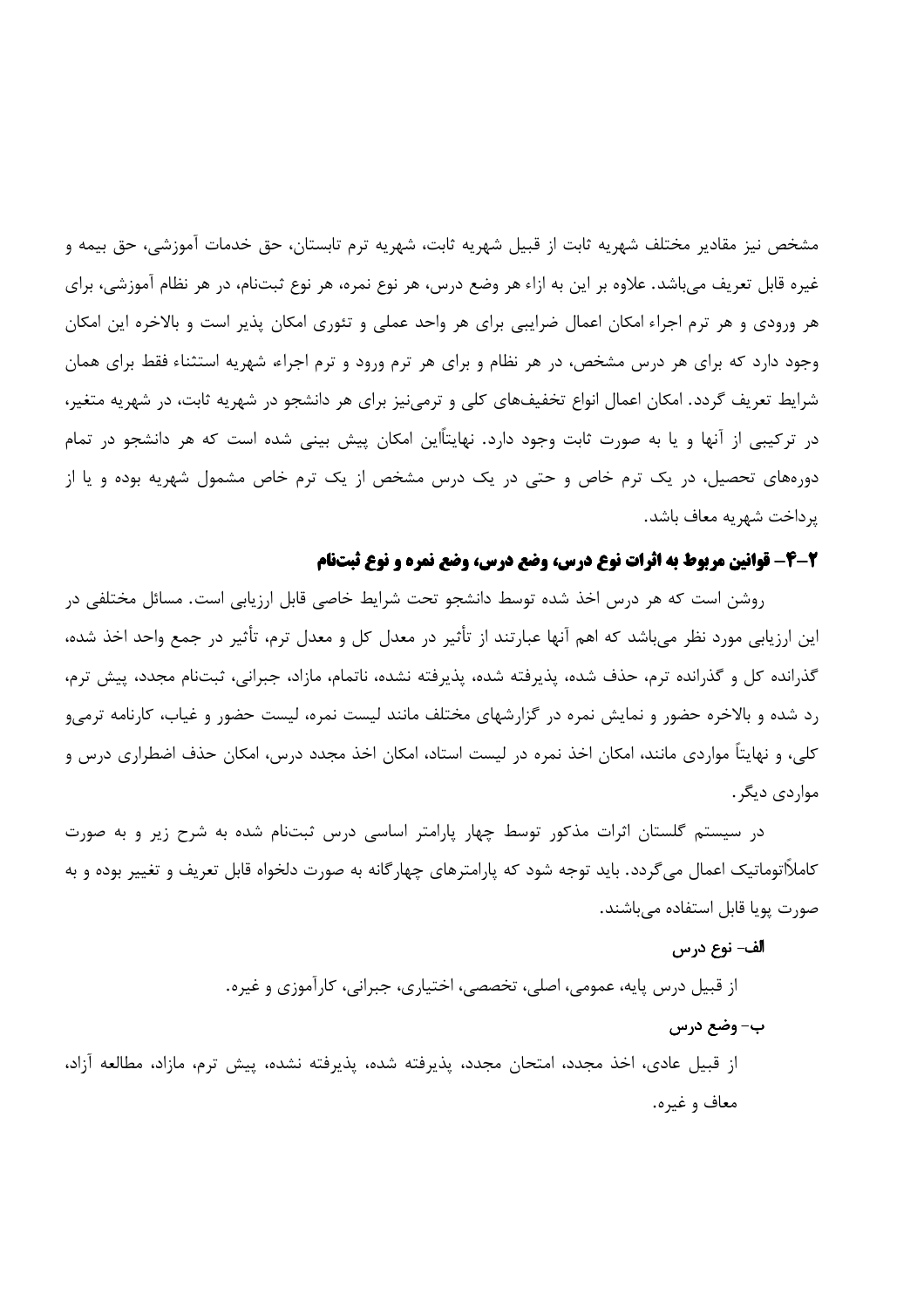مشخص نیز مقادیر مختلف شهریه ثابت از قبیل شهریه ثابت، شهریه ترم تابستان، حق خدمات آموزشی، حق بیمه و غیره قابل تعریف می‌باشد. علاوه بر این به ازاء هر وضع درس، هر نوع نمره، هر نوع ثبت‌نام، در هر نظام آموزشی، برای هر ورودی و هر ترم اجراء امکان اعمال ضرایبی برای هر واحد عملی و تئوری امکان پذیر است و بالاخره این امکان وجود دارد که برای هر درس مشخص، در هر نظام و برای هر ترم ورود و ترم اجراء شهریه استثناء فقط برای همان شرایط تعریف گردد. امکان اعمال انواع تخفیف‌های کلی و ترمی‌نیز برای هر دانشجو در شهریه ثابت، در شهریه متغیر، در ترکیبی از آنها و یا به صورت ثابت وجود دارد. نهایتاًاین امکان پیش بینی شده است که هر دانشجو در تمام دوره‌های تحصیل، در یک ترم خاص و حتی در یک درس مشخص از یک ترم خاص مشمول شهریه بوده و یا از پرداخت شهریه معاف باشد.

## ۲-۴- قوانین مربوط به اثرات نوع درس، وضع درس، وضع نمره و نوع ثبت‌نام

روشن است که هر درس اخذ شده توسط دانشجو تحت شرایط خاصی قابل ارزیابی است. مسائل مختلفی در این ارزیابی مورد نظر می‌باشد که اهم آنها عبارتند از تأثیر در معدل کل و معدل ترم، تأثیر در جمع واحد اخذ شده، گذرانده کل و گذرانده ترم، حذف شده، پذیرفته شده، پذیرفته نشده، ناتمام، مازاد، جبرانی، ثبت‌نام مجدد، پیش ترم، رد شده و بالاخره حضور و نمایش نمره در گزارشهای مختلف مانند لیست نمره، لیست حضور و غیاب، کارنامه ترمی‌و کلی، و نهایتاً مواردی مانند، امکان اخذ نمره در لیست استاد، امکان اخذ مجدد درس، امکان حذف اضطراری درس و مواردی دیگر.

در سیستم گلستان اثرات مذکور توسط چهار پارامتر اساسی درس ثبت‌نام شده به شرح زیر و به صورت کاملاًاتوماتیک اعمال می‌گردد. باید توجه شود که پارامترهای چهارگانه به صورت دلخواه قابل تعریف و تغییر بوده و به صورت پویا قابل استفاده می‌باشند.

**الف- نوع درس**

از قبیل درس پایه، عمومی، اصلی، تخصصی، اختیاری، جبرانی، کارآموزی و غیره.

**ب- وضع درس**

از قبیل عادی، اخذ مجدد، امتحان مجدد، پذیرفته شده، پذیرفته نشده، پیش ترم، مازاد، مطالعه آزاد، معاف و غیره.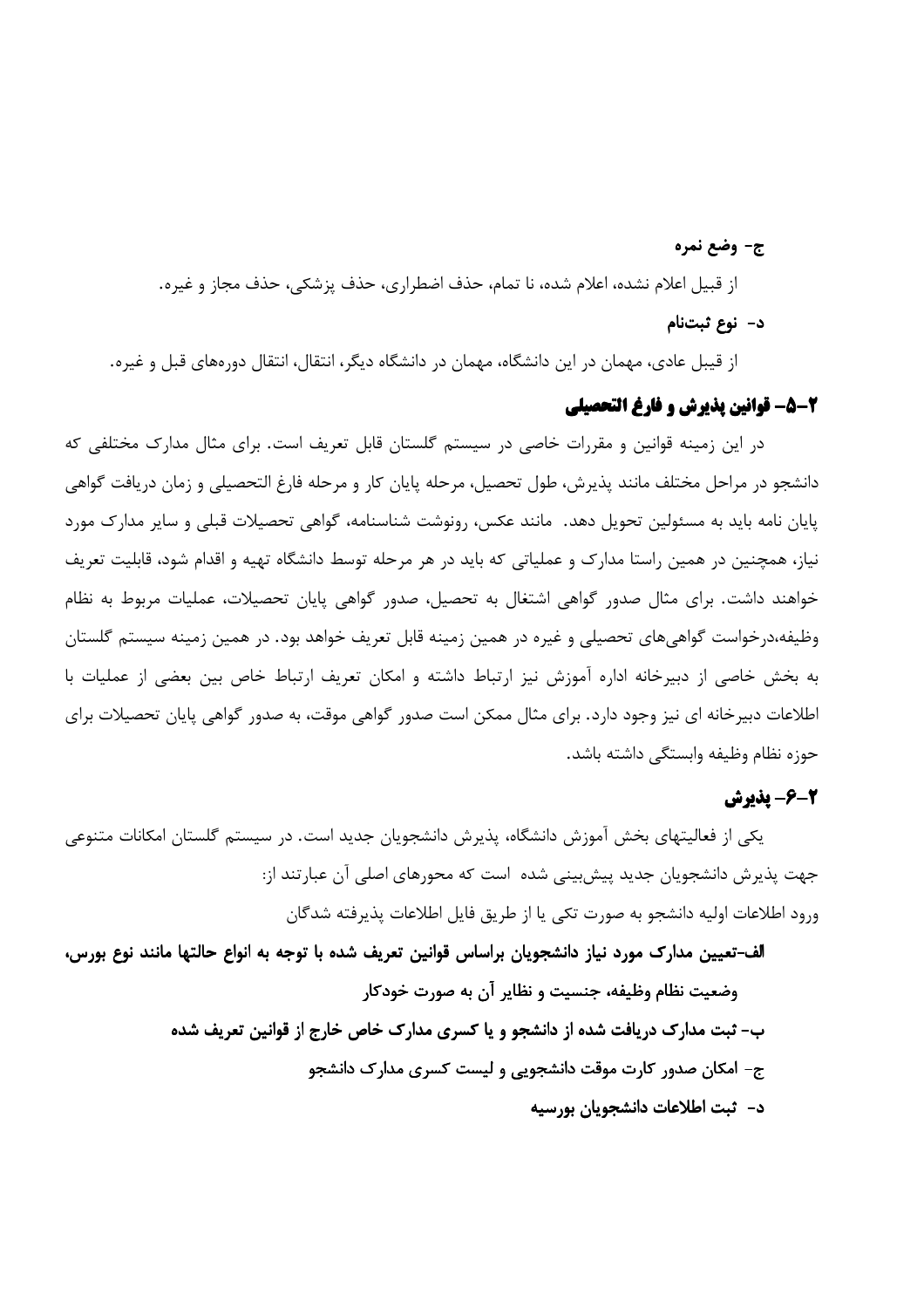**ج- وضع نمره**

از قبیل اعلام نشده، اعلام شده، نا تمام، حذف اضطراری، حذف پزشکی، حذف مجاز و غیره.

**د- نوع ثبت‌نام**

از قبیل عادی، مهمان در این دانشگاه، مهمان در دانشگاه دیگر، انتقال، انتقال دوره‌های قبل و غیره.

## ۲-۵- قوانین پذیرش و فارغ التحصیلی

در این زمینه قوانین و مقررات خاصی در سیستم گلستان قابل تعریف است. برای مثال مدارک مختلفی که دانشجو در مراحل مختلف مانند پذیرش، طول تحصیل، مرحله پایان کار و مرحله فارغ التحصیلی و زمان دریافت گواهی پایان نامه باید به مسئولین تحویل دهد. مانند عکس، رونوشت شناسنامه، گواهی تحصیلات قبلی و سایر مدارک مورد نیاز، همچنین در همین راستا مدارک و عملیاتی که باید در هر مرحله توسط دانشگاه تهیه و اقدام شود، قابلیت تعریف خواهند داشت. برای مثال صدور گواهی اشتغال به تحصیل، صدور گواهی پایان تحصیلات، عملیات مربوط به نظام وظیفه،درخواست گواهی‌های تحصیلی و غیره در همین زمینه قابل تعریف خواهد بود. در همین زمینه سیستم گلستان به بخش خاصی از دبیرخانه اداره آموزش نیز ارتباط داشته و امکان تعریف ارتباط خاص بین بعضی از عملیات با اطلاعات دبیرخانه ای نیز وجود دارد. برای مثال ممکن است صدور گواهی موقت، به صدور گواهی پایان تحصیلات برای حوزه نظام وظیفه وابستگی داشته باشد.

## ۲-۶- پذیرش

یکی از فعالیتهای بخش آموزش دانشگاه، پذیرش دانشجویان جدید است. در سیستم گلستان امکانات متنوعی جهت پذیرش دانشجویان جدید پیش‌بینی شده است که محورهای اصلی آن عبارتند از:

ورود اطلاعات اولیه دانشجو به صورت تکی یا از طریق فایل اطلاعات پذیرفته شدگان

**الف-تعیین مدارک مورد نیاز دانشجویان براساس قوانین تعریف شده با توجه به انواع حالتها مانند نوع بورس، وضعیت نظام وظیفه، جنسیت و نظایر آن به صورت خودکار**

**ب- ثبت مدارک دریافت شده از دانشجو و یا کسری مدارک خاص خارج از قوانین تعریف شده**

**ج- امکان صدور کارت موقت دانشجویی و لیست کسری مدارک دانشجو**

**د- ثبت اطلاعات دانشجویان بورسیه**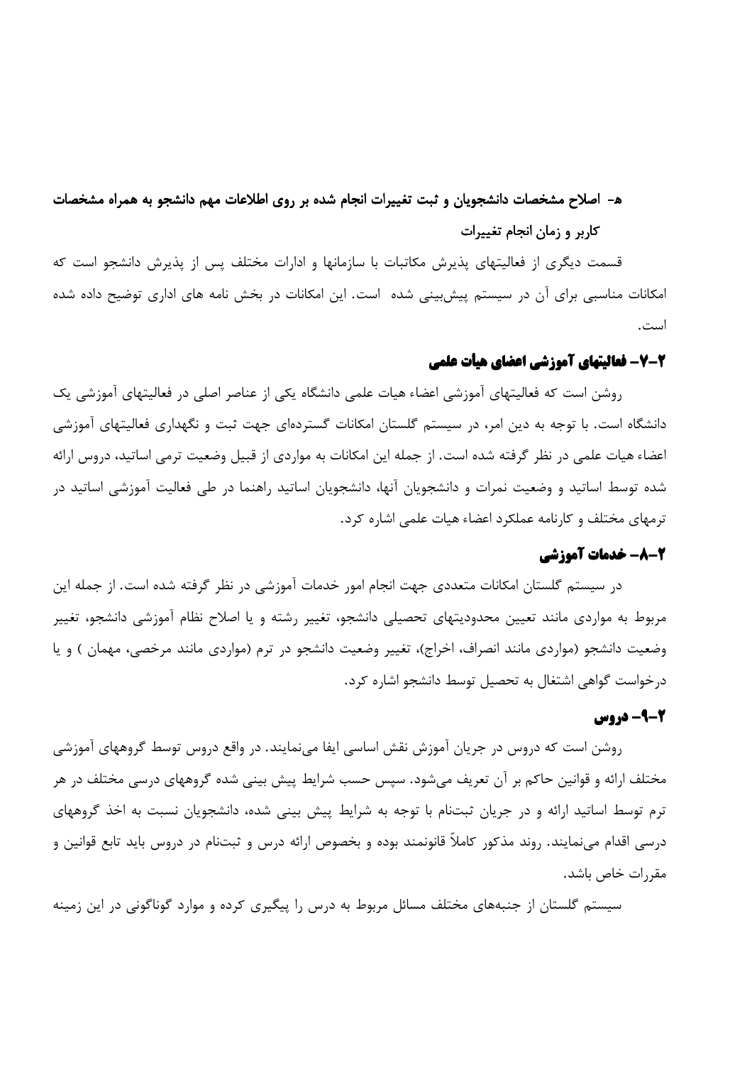**هـ- اصلاح مشخصات دانشجویان و ثبت تغییرات انجام شده بر روی اطلاعات مهم دانشجو به همراه مشخصات کاربر و زمان انجام تغییرات**

قسمت دیگری از فعالیتهای پذیرش مکاتبات با سازمانها و ادارات مختلف پس از پذیرش دانشجو است که امکانات مناسبی برای آن در سیستم پیش‌بینی شده است. این امکانات در بخش نامه های اداری توضیح داده شده است.

## ۲-۷- فعالیتهای آموزشی اعضای هیات علمی

روشن است که فعالیتهای آموزشی اعضاء هیات علمی دانشگاه یکی از عناصر اصلی در فعالیتهای آموزشی یک دانشگاه است. با توجه به دین امر، در سیستم گلستان امکانات گسترده‌ای جهت ثبت و نگهداری فعالیتهای آموزشی اعضاء هیات علمی در نظر گرفته شده است. از جمله این امکانات به مواردی از قبیل وضعیت ترمی اساتید، دروس ارائه شده توسط اساتید و دانشجویان آنها، دانشجویان اساتید راهنما در طی فعالیت آموزشی اساتید در ترمهای مختلف و کارنامه عملکرد اعضاء هیات علمی اشاره کرد.

## ۲-۸- خدمات آموزشی

در سیستم گلستان امکانات متعددی جهت انجام امور خدمات آموزشی در نظر گرفته شده است. از جمله این مربوط به مواردی مانند تعیین محدودیتهای تحصیلی دانشجو، تغییر رشته و یا اصلاح نظام آموزشی دانشجو، تغییر وضعیت دانشجو (مواردی مانند انصراف، اخراج)، تغییر وضعیت دانشجو در ترم (مواردی مانند مرخصی، مهمان ) و یا درخواست گواهی اشتغال به تحصیل توسط دانشجو اشاره کرد.

## ۲-۹- دروس

روشن است که دروس در جریان آموزش نقش اساسی ایفا می‌نمایند. در واقع دروس توسط گروههای آموزشی مختلف ارائه و قوانین حاکم بر آن تعریف می‌شود. سپس حسب شرایط پیش بینی شده گروههای درسی مختلف در هر ترم توسط اساتید ارائه و در جریان ثبت‌نام با توجه به شرایط پیش بینی شده، دانشجویان نسبت به اخذ گروههای درسی اقدام می‌نمایند. روند مذکور کاملاً قانونمند بوده و بخصوص ارائه درس و ثبت‌نام در دروس باید تابع قوانین و مقررات خاص باشد.

سیستم گلستان از جنبه‌های مختلف مسائل مربوط به درس را پیگیری کرده و موارد گوناگونی در این زمینه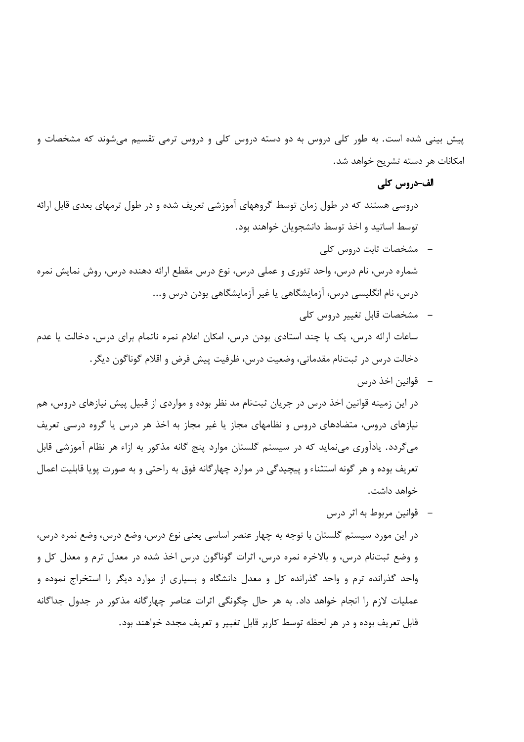پیش بینی شده است. به طور کلی دروس به دو دسته دروس کلی و دروس ترمی تقسیم می‌شوند که مشخصات و امکانات هر دسته تشریح خواهد شد.

### الف-دروس کلی

دروسی هستند که در طول زمان توسط گروههای آموزشی تعریف شده و در طول ترمهای بعدی قابل ارائه توسط اساتید و اخذ توسط دانشجویان خواهند بود.

- مشخصات ثابت دروس کلی

شماره درس، نام درس، واحد تئوری و عملی درس، نوع درس مقطع ارائه دهنده درس، روش نمایش نمره درس، نام انگلیسی درس، آزمایشگاهی یا غیر آزمایشگاهی بودن درس و...

- مشخصات قابل تغییر دروس کلی

ساعات ارائه درس، یک یا چند استادی بودن درس، امکان اعلام نمره ناتمام برای درس، دخالت یا عدم دخالت درس در ثبت‌نام مقدماتی، وضعیت درس، ظرفیت پیش فرض و اقلام گوناگون دیگر.

- قوانین اخذ درس

در این زمینه قوانین اخذ درس در جریان ثبت‌نام مد نظر بوده و مواردی از قبیل پیش نیازهای دروس، هم نیازهای دروس، متضادهای دروس و نظامهای مجاز یا غیر مجاز به اخذ هر درس یا گروه درسی تعریف می‌گردد. یادآوری می‌نماید که در سیستم گلستان موارد پنج گانه مذکور به ازاء هر نظام آموزشی قابل تعریف بوده و هر گونه استثناء و پیچیدگی در موارد چهارگانه فوق به راحتی و به صورت پویا قابلیت اعمال خواهد داشت.

- قوانین مربوط به اثر درس

در این مورد سیستم گلستان با توجه به چهار عنصر اساسی یعنی نوع درس، وضع درس، وضع نمره درس، و وضع ثبت‌نام درس، و بالاخره نمره درس، اثرات گوناگون درس اخذ شده در معدل ترم و معدل کل و واحد گذرانده ترم و واحد گذرانده کل و معدل دانشگاه و بسیاری از موارد دیگر را استخراج نموده و عملیات لازم را انجام خواهد داد. به هر حال چگونگی اثرات عناصر چهارگانه مذکور در جدول جداگانه قابل تعریف بوده و در هر لحظه توسط کاربر قابل تغییر و تعریف مجدد خواهند بود.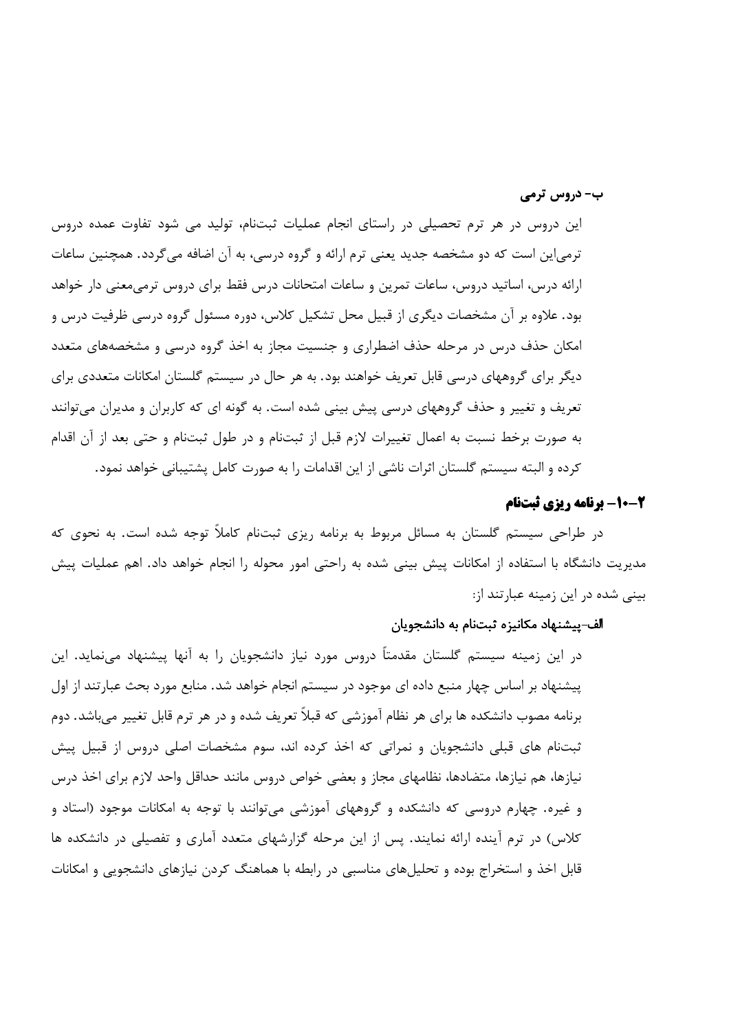**ب- دروس ترمی**

این دروس در هر ترم تحصیلی در راستای انجام عملیات ثبت‌نام، تولید می شود تفاوت عمده دروس ترمی‌این است که دو مشخصه جدید یعنی ترم ارائه و گروه درسی، به آن اضافه می‌گردد. همچنین ساعات ارائه درس، اساتید دروس، ساعات تمرین و ساعات امتحانات درس فقط برای دروس ترمی‌معنی دار خواهد بود. علاوه بر آن مشخصات دیگری از قبیل محل تشکیل کلاس، دوره مسئول گروه درسی ظرفیت درس و امکان حذف درس در مرحله حذف اضطراری و جنسیت مجاز به اخذ گروه درسی و مشخصه‌های متعدد دیگر برای گروههای درسی قابل تعریف خواهند بود. به هر حال در سیستم گلستان امکانات متعددی برای تعریف و تغییر و حذف گروههای درسی پیش بینی شده است. به گونه ای که کاربران و مدیران می‌توانند به صورت برخط نسبت به اعمال تغییرات لازم قبل از ثبت‌نام و در طول ثبت‌نام و حتی بعد از آن اقدام کرده و البته سیستم گلستان اثرات ناشی از این اقدامات را به صورت کامل پشتیبانی خواهد نمود.

## ۲-۱۰- برنامه ریزی ثبت‌نام

در طراحی سیستم گلستان به مسائل مربوط به برنامه ریزی ثبت‌نام کاملاً توجه شده است. به نحوی که مدیریت دانشگاه با استفاده از امکانات پیش بینی شده به راحتی امور محوله را انجام خواهد داد. اهم عملیات پیش بینی شده در این زمینه عبارتند از:

**الف-پیشنهاد مکانیزه ثبت‌نام به دانشجویان**

در این زمینه سیستم گلستان مقدمتاً دروس مورد نیاز دانشجویان را به آنها پیشنهاد می‌نماید. این پیشنهاد بر اساس چهار منبع داده ای موجود در سیستم انجام خواهد شد. منابع مورد بحث عبارتند از اول برنامه مصوب دانشکده ها برای هر نظام آموزشی که قبلاً تعریف شده و در هر ترم قابل تغییر می‌باشد. دوم ثبت‌نام های قبلی دانشجویان و نمراتی که اخذ کرده اند، سوم مشخصات اصلی دروس از قبیل پیش نیازها، هم نیازها، متضادها، نظامهای مجاز و بعضی خواص دروس مانند حداقل واحد لازم برای اخذ درس و غیره. چهارم دروسی که دانشکده و گروههای آموزشی می‌توانند با توجه به امکانات موجود (استاد و کلاس) در ترم آینده ارائه نمایند. پس از این مرحله گزارشهای متعدد آماری و تفصیلی در دانشکده ها قابل اخذ و استخراج بوده و تحلیل‌های مناسبی در رابطه با هماهنگ کردن نیازهای دانشجویی و امکانات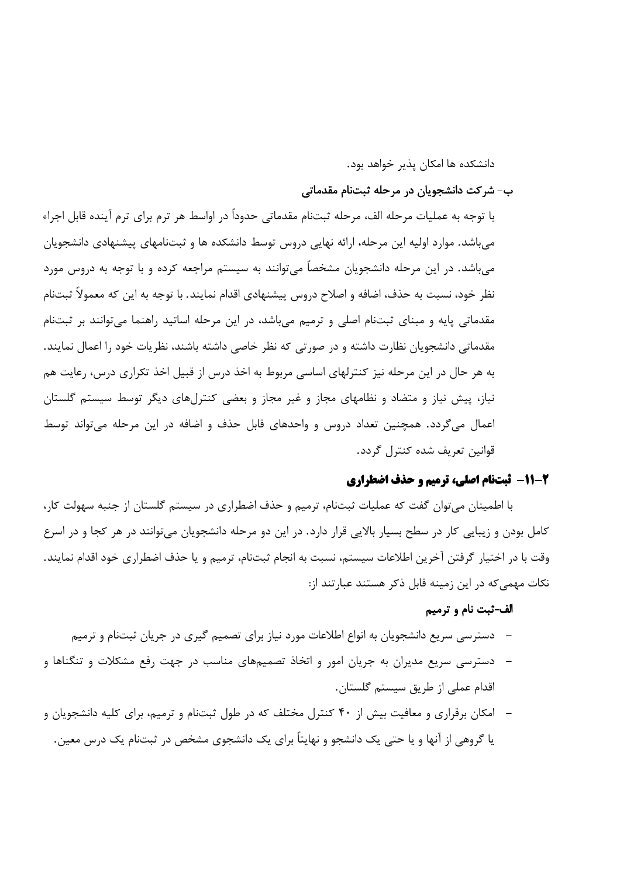دانشکده ها امکان پذیر خواهد بود.

**ب- شرکت دانشجویان در مرحله ثبت‌نام مقدماتی**

با توجه به عملیات مرحله الف، مرحله ثبت‌نام مقدماتی حدوداً در اواسط هر ترم برای ترم آینده قابل اجراء می‌باشد. موارد اولیه این مرحله، ارائه نهایی دروس توسط دانشکده ها و ثبت‌نامهای پیشنهادی دانشجویان می‌باشد. در این مرحله دانشجویان مشخصاً می‌توانند به سیستم مراجعه کرده و با توجه به دروس مورد نظر خود، نسبت به حذف، اضافه و اصلاح دروس پیشنهادی اقدام نمایند. با توجه به این که معمولاً ثبت‌نام مقدماتی پایه و مبنای ثبت‌نام اصلی و ترمیم می‌باشد، در این مرحله اساتید راهنما می‌توانند بر ثبت‌نام مقدماتی دانشجویان نظارت داشته و در صورتی که نظر خاصی داشته باشند، نظریات خود را اعمال نمایند. به هر حال در این مرحله نیز کنترلهای اساسی مربوط به اخذ درس از قبیل اخذ تکراری درس، رعایت هم نیاز، پیش نیاز و متضاد و نظامهای مجاز و غیر مجاز و بعضی کنترل‌های دیگر توسط سیستم گلستان اعمال می‌گردد. همچنین تعداد دروس و واحدهای قابل حذف و اضافه در این مرحله می‌تواند توسط قوانین تعریف شده کنترل گردد.

## ۲-۱۱- ثبت‌نام اصلی، ترمیم و حذف اضطراری

با اطمینان می‌توان گفت که عملیات ثبت‌نام، ترمیم و حذف اضطراری در سیستم گلستان از جنبه سهولت کار، کامل بودن و زیبایی کار در سطح بسیار بالایی قرار دارد. در این دو مرحله دانشجویان می‌توانند در هر کجا و در اسرع وقت با در اختیار گرفتن آخرین اطلاعات سیستم، نسبت به انجام ثبت‌نام، ترمیم و یا حذف اضطراری خود اقدام نمایند. نکات مهمی‌که در این زمینه قابل ذکر هستند عبارتند از:

**الف-ثبت نام و ترمیم**

- دسترسی سریع دانشجویان به انواع اطلاعات مورد نیاز برای تصمیم گیری در جریان ثبت‌نام و ترمیم
- دسترسی سریع مدیران به جریان امور و اتخاذ تصمیم‌های مناسب در جهت رفع مشکلات و تنگناها و اقدام عملی از طریق سیستم گلستان.
- امکان برقراری و معافیت بیش از ۴۰ کنترل مختلف که در طول ثبت‌نام و ترمیم، برای کلیه دانشجویان و یا گروهی از آنها و یا حتی یک دانشجو و نهایتاً برای یک دانشجوی مشخص در ثبت‌نام یک درس معین.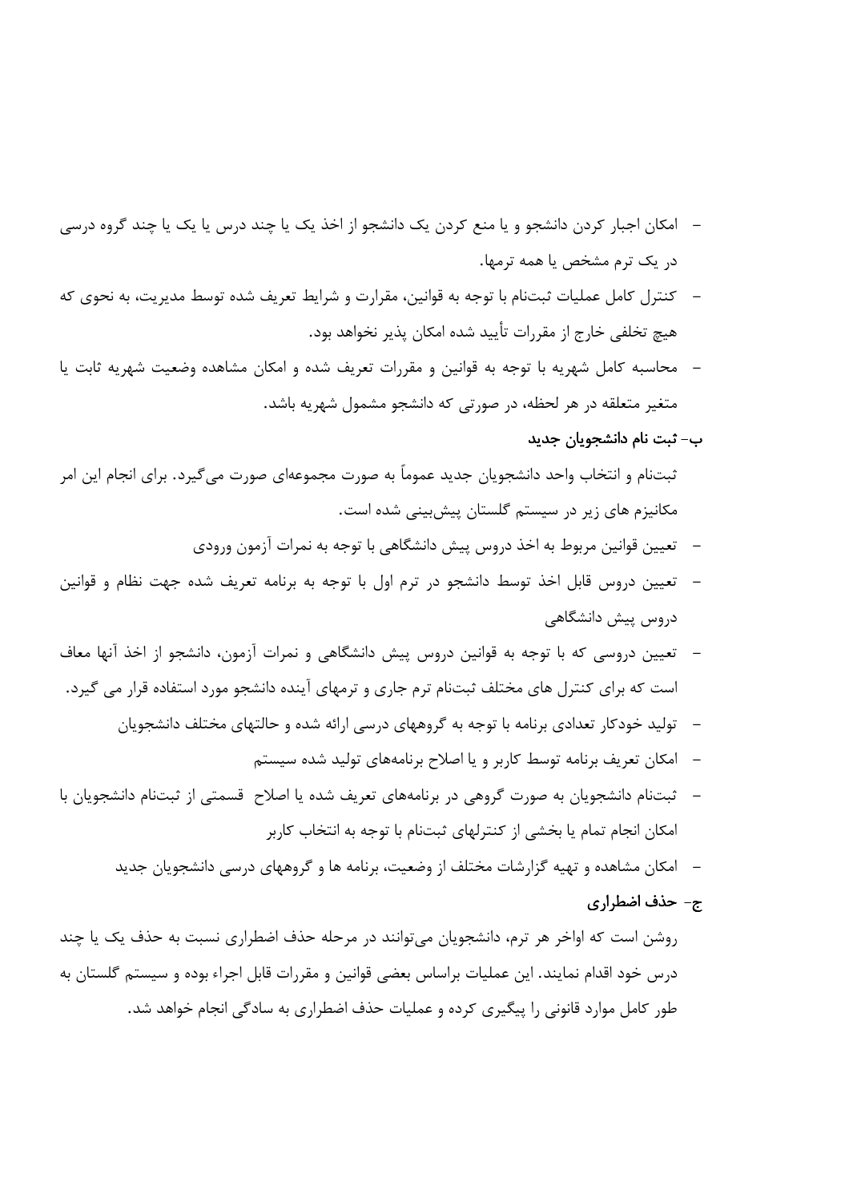- امکان اجبار کردن دانشجو و یا منع کردن یک دانشجو از اخذ یک یا چند درس یا یک یا چند گروه درسی در یک ترم مشخص یا همه ترمها.
- کنترل کامل عملیات ثبت‌نام با توجه به قوانین، مقرارت و شرایط تعریف شده توسط مدیریت، به نحوی که هیچ تخلفی خارج از مقررات تأیید شده امکان پذیر نخواهد بود.
- محاسبه کامل شهریه با توجه به قوانین و مقررات تعریف شده و امکان مشاهده وضعیت شهریه ثابت یا متغیر متعلقه در هر لحظه، در صورتی که دانشجو مشمول شهریه باشد.

**ب- ثبت نام دانشجویان جدید**

ثبت‌نام و انتخاب واحد دانشجویان جدید عموماً به صورت مجموعه‌ای صورت می‌گیرد. برای انجام این امر مکانیزم های زیر در سیستم گلستان پیش‌بینی شده است.

- تعیین قوانین مربوط به اخذ دروس پیش دانشگاهی با توجه به نمرات آزمون ورودی
- تعیین دروس قابل اخذ توسط دانشجو در ترم اول با توجه به برنامه تعریف شده جهت نظام و قوانین دروس پیش دانشگاهی
- تعیین دروسی که با توجه به قوانین دروس پیش دانشگاهی و نمرات آزمون، دانشجو از اخذ آنها معاف است که برای کنترل های مختلف ثبت‌نام ترم جاری و ترمهای آینده دانشجو مورد استفاده قرار می گیرد.
- تولید خودکار تعدادی برنامه با توجه به گروههای درسی ارائه شده و حالتهای مختلف دانشجویان
- امکان تعریف برنامه توسط کاربر و یا اصلاح برنامه‌های تولید شده سیستم
- ثبت‌نام دانشجویان به صورت گروهی در برنامه‌های تعریف شده یا اصلاح قسمتی از ثبت‌نام دانشجویان با امکان انجام تمام یا بخشی از کنترلهای ثبت‌نام با توجه به انتخاب کاربر
- امکان مشاهده و تهیه گزارشات مختلف از وضعیت، برنامه ها و گروههای درسی دانشجویان جدید

**ج- حذف اضطراری**

روشن است که اواخر هر ترم، دانشجویان می‌توانند در مرحله حذف اضطراری نسبت به حذف یک یا چند درس خود اقدام نمایند. این عملیات براساس بعضی قوانین و مقررات قابل اجراء بوده و سیستم گلستان به طور کامل موارد قانونی را پیگیری کرده و عملیات حذف اضطراری به سادگی انجام خواهد شد.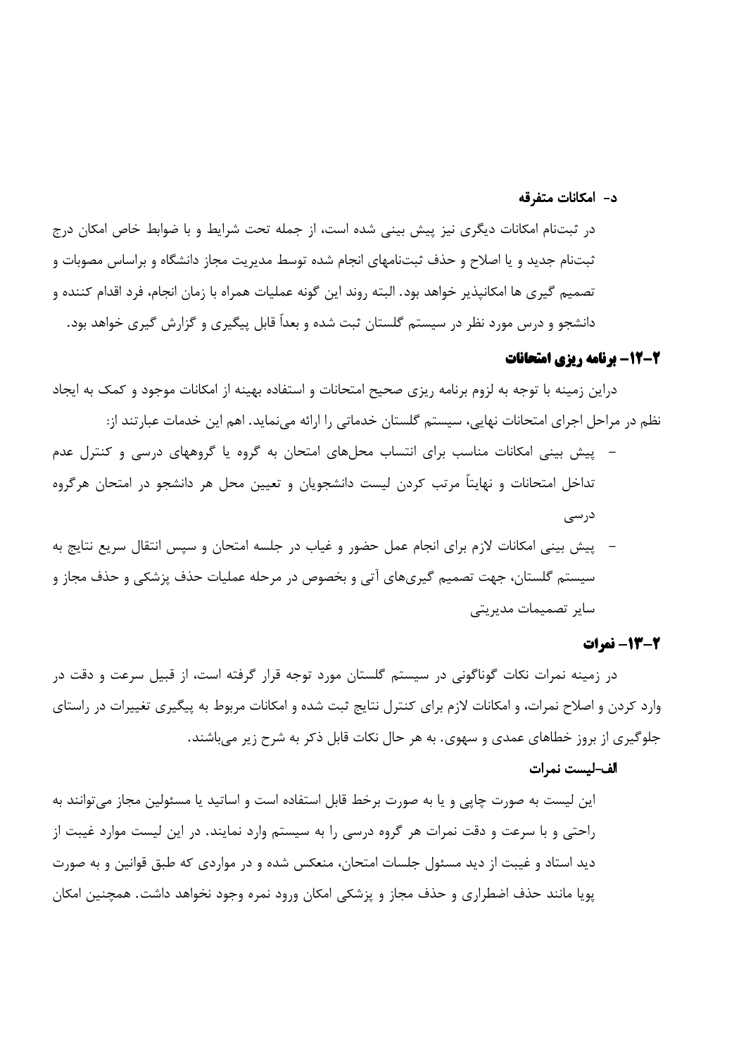### د- امکانات متفرقه

در ثبت‌نام امکانات دیگری نیز پیش بینی شده است، از جمله تحت شرایط و با ضوابط خاص امکان درج ثبت‌نام جدید و یا اصلاح و حذف ثبت‌نامهای انجام شده توسط مدیریت مجاز دانشگاه و براساس مصوبات و تصمیم گیری ها امکانپذیر خواهد بود. البته روند این گونه عملیات همراه با زمان انجام، فرد اقدام کننده و دانشجو و درس مورد نظر در سیستم گلستان ثبت شده و بعداً قابل پیگیری و گزارش گیری خواهد بود.

## ۲-۱۲- برنامه ریزی امتحانات

دراین زمینه با توجه به لزوم برنامه ریزی صحیح امتحانات و استفاده بهینه از امکانات موجود و کمک به ایجاد نظم در مراحل اجرای امتحانات نهایی، سیستم گلستان خدماتی را ارائه می‌نماید. اهم این خدمات عبارتند از:

- پیش بینی امکانات مناسب برای انتساب محل‌های امتحان به گروه یا گروههای درسی و کنترل عدم تداخل امتحانات و نهایتاً مرتب کردن لیست دانشجویان و تعیین محل هر دانشجو در امتحان هرگروه درسی
- پیش بینی امکانات لازم برای انجام عمل حضور و غیاب در جلسه امتحان و سپس انتقال سریع نتایج به سیستم گلستان، جهت تصمیم گیری‌های آتی و بخصوص در مرحله عملیات حذف پزشکی و حذف مجاز و سایر تصمیمات مدیریتی

## ۲-۱۳- نمرات

در زمینه نمرات نکات گوناگونی در سیستم گلستان مورد توجه قرار گرفته است، از قبیل سرعت و دقت در وارد کردن و اصلاح نمرات، و امکانات لازم برای کنترل نتایج ثبت شده و امکانات مربوط به پیگیری تغییرات در راستای جلوگیری از بروز خطاهای عمدی و سهوی. به هر حال نکات قابل ذکر به شرح زیر می‌باشند.

### الف-لیست نمرات

این لیست به صورت چاپی و یا به صورت برخط قابل استفاده است و اساتید یا مسئولین مجاز می‌توانند به راحتی و با سرعت و دقت نمرات هر گروه درسی را به سیستم وارد نمایند. در این لیست موارد غیبت از دید استاد و غیبت از دید مسئول جلسات امتحان، منعکس شده و در مواردی که طبق قوانین و به صورت پویا مانند حذف اضطراری و حذف مجاز و پزشکی امکان ورود نمره وجود نخواهد داشت. همچنین امکان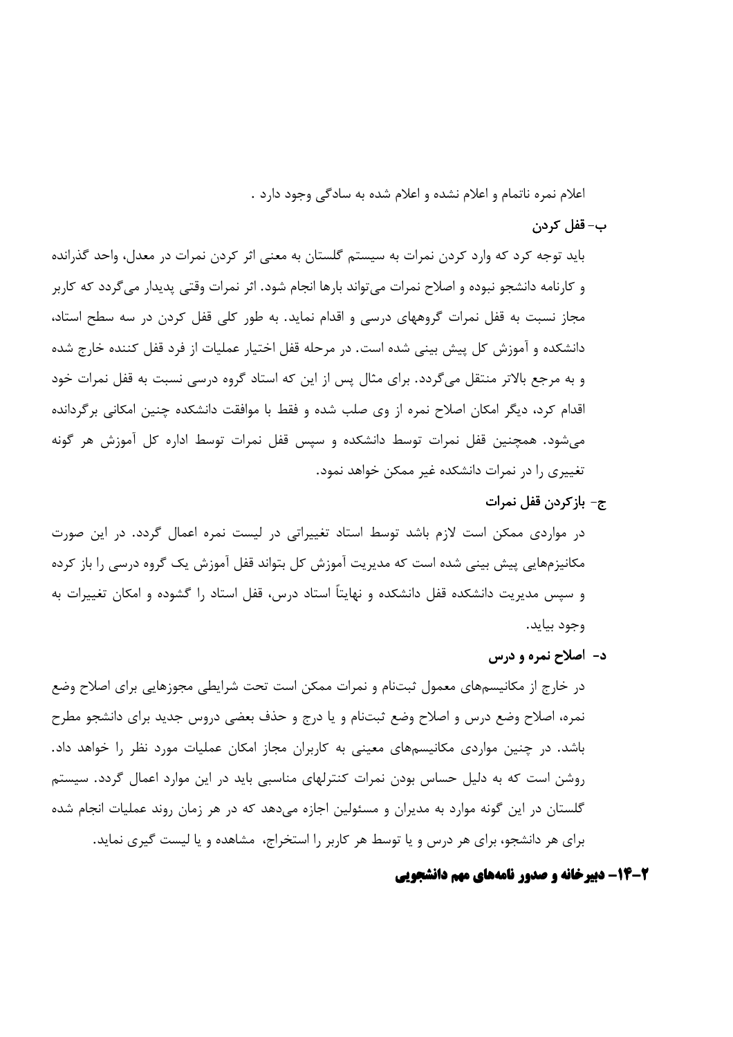اعلام نمره ناتمام و اعلام نشده و اعلام شده به سادگی وجود دارد .

**ب- قفل کردن**

باید توجه کرد که وارد کردن نمرات به سیستم گلستان به معنی اثر کردن نمرات در معدل، واحد گذرانده و کارنامه دانشجو نبوده و اصلاح نمرات می‌تواند بارها انجام شود. اثر نمرات وقتی پدیدار می‌گردد که کاربر مجاز نسبت به قفل نمرات گروههای درسی و اقدام نماید. به طور کلی قفل کردن در سه سطح استاد، دانشکده و آموزش کل پیش بینی شده است. در مرحله قفل اختیار عملیات از فرد قفل کننده خارج شده و به مرجع بالاتر منتقل می‌گردد. برای مثال پس از این که استاد گروه درسی نسبت به قفل نمرات خود اقدام کرد، دیگر امکان اصلاح نمره از وی صلب شده و فقط با موافقت دانشکده چنین امکانی برگردانده می‌شود. همچنین قفل نمرات توسط دانشکده و سپس قفل نمرات توسط اداره کل آموزش هر گونه تغییری را در نمرات دانشکده غیر ممکن خواهد نمود.

**ج- بازکردن قفل نمرات**

در مواردی ممکن است لازم باشد توسط استاد تغییراتی در لیست نمره اعمال گردد. در این صورت مکانیزم‌هایی پیش بینی شده است که مدیریت آموزش کل بتواند قفل آموزش یک گروه درسی را باز کرده و سپس مدیریت دانشکده قفل دانشکده و نهایتاً استاد درس، قفل استاد را گشوده و امکان تغییرات به وجود بیاید.

**د- اصلاح نمره و درس**

در خارج از مکانیسم‌های معمول ثبت‌نام و نمرات ممکن است تحت شرایطی مجوزهایی برای اصلاح وضع نمره، اصلاح وضع درس و اصلاح وضع ثبت‌نام و یا درج و حذف بعضی دروس جدید برای دانشجو مطرح باشد. در چنین مواردی مکانیسم‌های معینی به کاربران مجاز امکان عملیات مورد نظر را خواهد داد. روشن است که به دلیل حساس بودن نمرات کنترلهای مناسبی باید در این موارد اعمال گردد. سیستم گلستان در این گونه موارد به مدیران و مسئولین اجازه می‌دهد که در هر زمان روند عملیات انجام شده برای هر دانشجو، برای هر درس و یا توسط هر کاربر را استخراج، مشاهده و یا لیست گیری نماید.

## ۲-۱۴- دبیرخانه و صدور نامه‌های مهم دانشجویی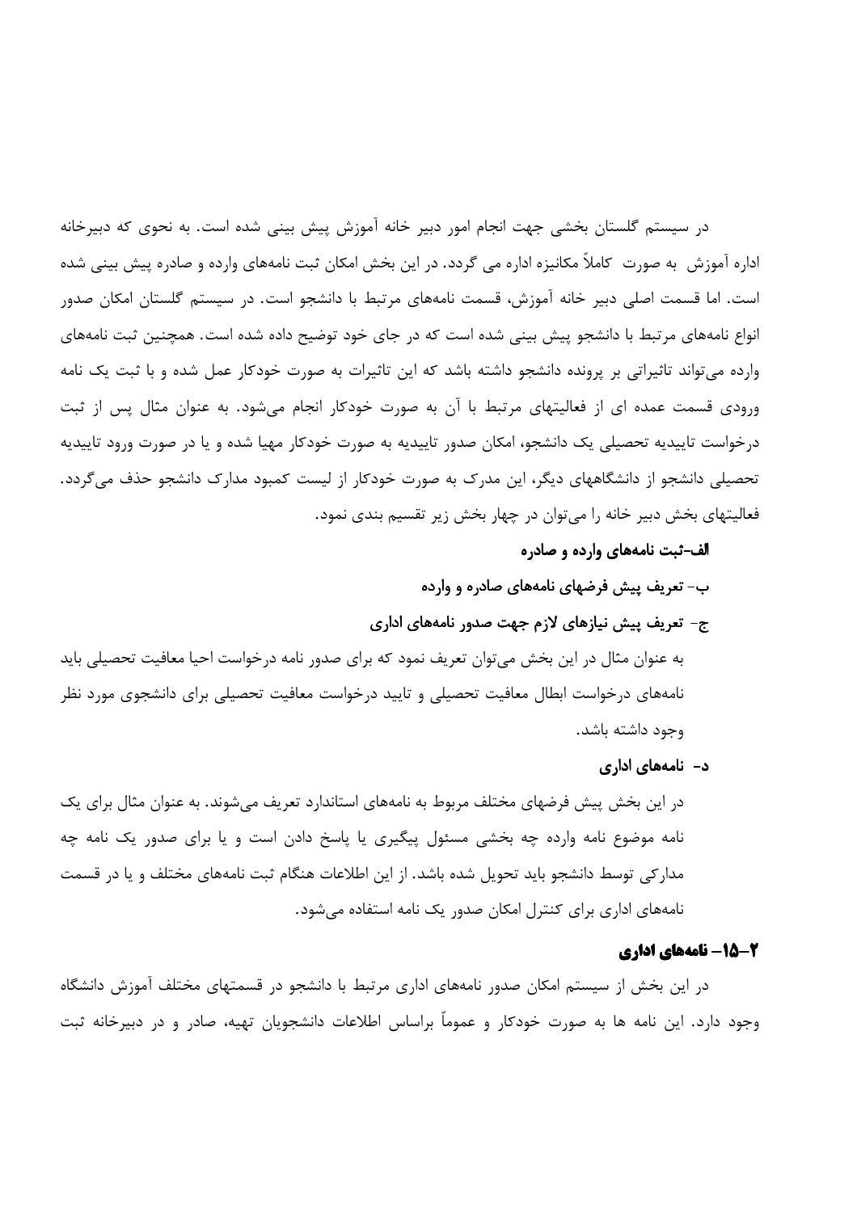در سیستم گلستان بخشی جهت انجام امور دبیر خانه آموزش پیش بینی شده است. به نحوی که دبیرخانه اداره آموزش به صورت کاملاً مکانیزه اداره می گردد. در این بخش امکان ثبت نامه‌های وارده و صادره پیش بینی شده است. اما قسمت اصلی دبیر خانه آموزش، قسمت نامه‌های مرتبط با دانشجو است. در سیستم گلستان امکان صدور انواع نامه‌های مرتبط با دانشجو پیش بینی شده است که در جای خود توضیح داده شده است. همچنین ثبت نامه‌های وارده می‌تواند تاثیراتی بر پرونده دانشجو داشته باشد که این تاثیرات به صورت خودکار عمل شده و با ثبت یک نامه ورودی قسمت عمده ای از فعالیتهای مرتبط با آن به صورت خودکار انجام می‌شود. به عنوان مثال پس از ثبت درخواست تاییدیه تحصیلی یک دانشجو، امکان صدور تاییدیه به صورت خودکار مهیا شده و یا در صورت ورود تاییدیه تحصیلی دانشجو از دانشگاههای دیگر، این مدرک به صورت خودکار از لیست کمبود مدارک دانشجو حذف می‌گردد. فعالیتهای بخش دبیر خانه را می‌توان در چهار بخش زیر تقسیم بندی نمود.

**الف-ثبت نامه‌های وارده و صادره**

**ب- تعریف پیش فرضهای نامه‌های صادره و وارده**

**ج- تعریف پیش نیازهای لازم جهت صدور نامه‌های اداری**

به عنوان مثال در این بخش می‌توان تعریف نمود که برای صدور نامه درخواست احیا معافیت تحصیلی باید نامه‌های درخواست ابطال معافیت تحصیلی و تایید درخواست معافیت تحصیلی برای دانشجوی مورد نظر وجود داشته باشد.

**د- نامه‌های اداری**

در این بخش پیش فرضهای مختلف مربوط به نامه‌های استاندارد تعریف می‌شوند. به عنوان مثال برای یک نامه موضوع نامه وارده چه بخشی مسئول پیگیری یا پاسخ دادن است و یا برای صدور یک نامه چه مدارکی توسط دانشجو باید تحویل شده باشد. از این اطلاعات هنگام ثبت نامه‌های مختلف و یا در قسمت نامه‌های اداری برای کنترل امکان صدور یک نامه استفاده می‌شود.

## ۲-۱۵- نامه‌های اداری

در این بخش از سیستم امکان صدور نامه‌های اداری مرتبط با دانشجو در قسمتهای مختلف آموزش دانشگاه وجود دارد. این نامه ها به صورت خودکار و عموماً براساس اطلاعات دانشجویان تهیه، صادر و در دبیرخانه ثبت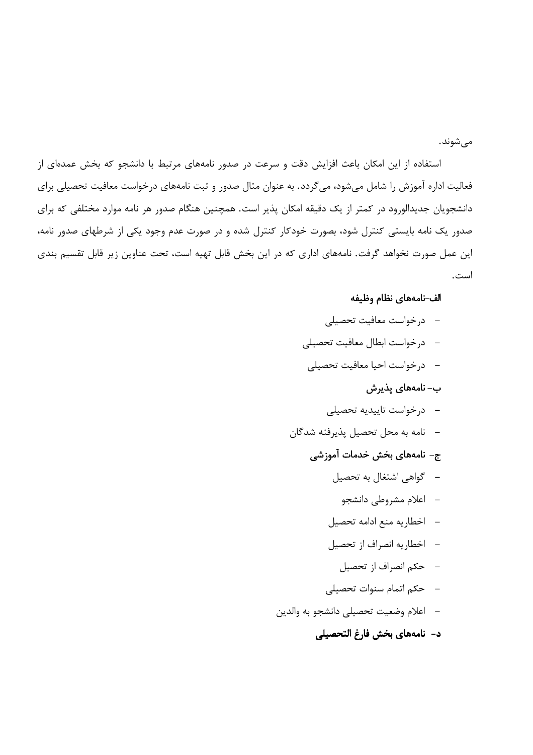می‌شوند.

استفاده از این امکان باعث افزایش دقت و سرعت در صدور نامه‌های مرتبط با دانشجو که بخش عمده‌ای از فعالیت اداره آموزش را شامل می‌شود، می‌گردد. به عنوان مثال صدور و ثبت نامه‌های درخواست معافیت تحصیلی برای دانشجویان جدیدالورود در کمتر از یک دقیقه امکان پذیر است. همچنین هنگام صدور هر نامه موارد مختلفی که برای صدور یک نامه بایستی کنترل شود، بصورت خودکار کنترل شده و در صورت عدم وجود یکی از شرطهای صدور نامه، این عمل صورت نخواهد گرفت. نامه‌های اداری که در این بخش قابل تهیه است، تحت عناوین زیر قابل تقسیم بندی است.

**الف-نامه‌های نظام وظیفه**

- درخواست معافیت تحصیلی
- درخواست ابطال معافیت تحصیلی
- درخواست احیا معافیت تحصیلی

**ب- نامه‌های پذیرش**

- درخواست تاییدیه تحصیلی
- نامه به محل تحصیل پذیرفته شدگان

**ج- نامه‌های بخش خدمات آموزشی**

- گواهی اشتغال به تحصیل
- اعلام مشروطی دانشجو
- اخطاریه منع ادامه تحصیل
- اخطاریه انصراف از تحصیل
- حکم انصراف از تحصیل
- حکم اتمام سنوات تحصیلی
- اعلام وضعیت تحصیلی دانشجو به والدین

**د- نامه‌های بخش فارغ التحصیلی**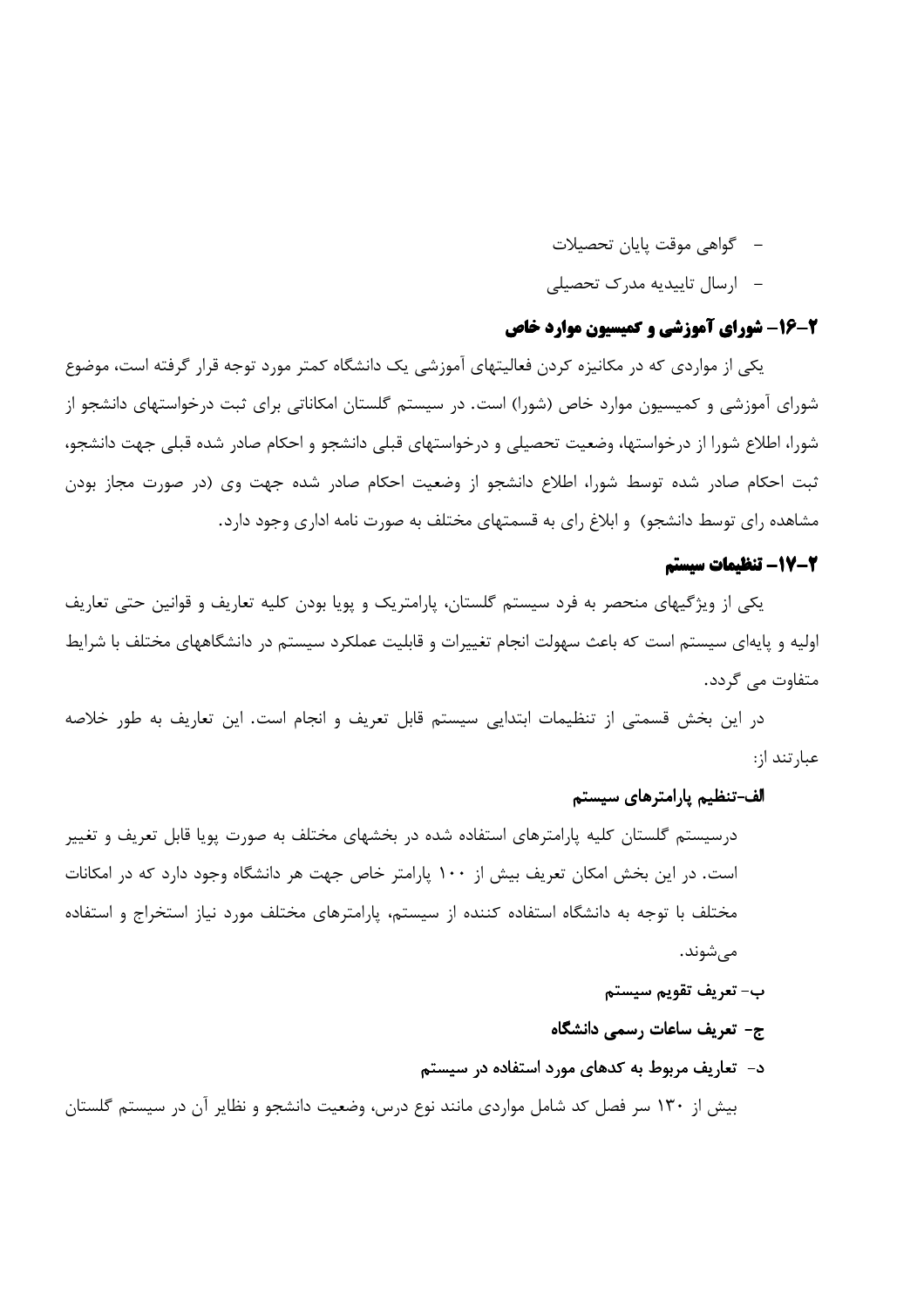- گواهی موقت پایان تحصیلات
- ارسال تاییدیه مدرک تحصیلی

## ۲-۱۶- شورای آموزشی و کمیسیون موارد خاص

یکی از مواردی که در مکانیزه کردن فعالیتهای آموزشی یک دانشگاه کمتر مورد توجه قرار گرفته است، موضوع شورای آموزشی و کمیسیون موارد خاص (شورا) است. در سیستم گلستان امکاناتی برای ثبت درخواستهای دانشجو از شورا، اطلاع شورا از درخواستها، وضعیت تحصیلی و درخواستهای قبلی دانشجو و احکام صادر شده قبلی جهت دانشجو، ثبت احکام صادر شده توسط شورا، اطلاع دانشجو از وضعیت احکام صادر شده جهت وی (در صورت مجاز بودن مشاهده رای توسط دانشجو) و ابلاغ رای به قسمتهای مختلف به صورت نامه اداری وجود دارد.

## ۲-۱۷- تنظیمات سیستم

یکی از ویژگیهای منحصر به فرد سیستم گلستان، پارامتریک و پویا بودن کلیه تعاریف و قوانین حتی تعاریف اولیه و پایه‌ای سیستم است که باعث سهولت انجام تغییرات و قابلیت عملکرد سیستم در دانشگاههای مختلف با شرایط متفاوت می گردد.

در این بخش قسمتی از تنظیمات ابتدایی سیستم قابل تعریف و انجام است. این تعاریف به طور خلاصه عبارتند از:

**الف-تنظیم پارامترهای سیستم**

درسیستم گلستان کلیه پارامترهای استفاده شده در بخشهای مختلف به صورت پویا قابل تعریف و تغییر است. در این بخش امکان تعریف بیش از ۱۰۰ پارامتر خاص جهت هر دانشگاه وجود دارد که در امکانات مختلف با توجه به دانشگاه استفاده کننده از سیستم، پارامترهای مختلف مورد نیاز استخراج و استفاده می‌شوند.

**ب- تعریف تقویم سیستم**

**ج- تعریف ساعات رسمی دانشگاه**

**د- تعاریف مربوط به کدهای مورد استفاده در سیستم**

بیش از ۱۳۰ سر فصل کد شامل مواردی مانند نوع درس، وضعیت دانشجو و نظایر آن در سیستم گلستان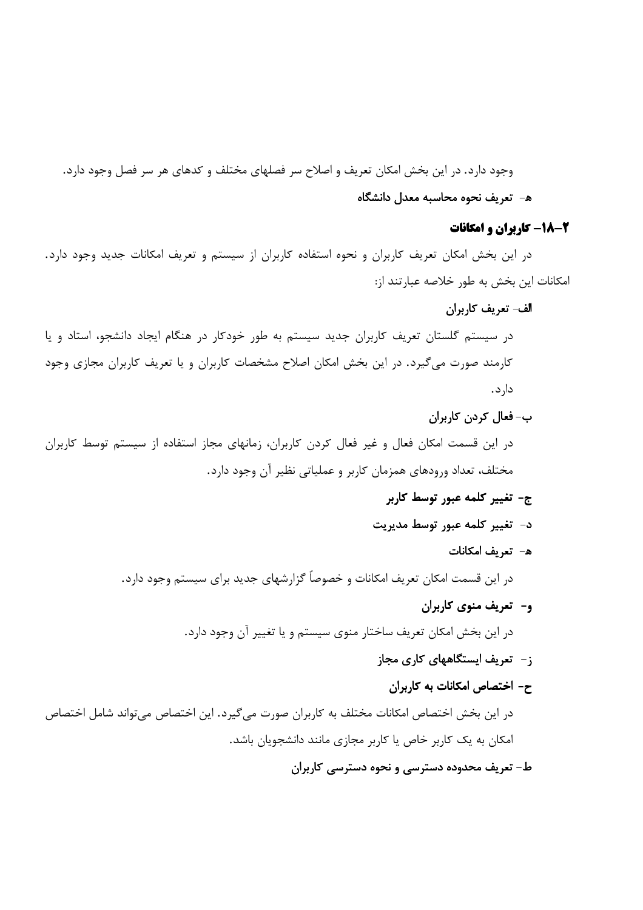وجود دارد. در این بخش امکان تعریف و اصلاح سر فصلهای مختلف و کدهای هر سر فصل وجود دارد.

**ه- تعریف نحوه محاسبه معدل دانشگاه**

## ۲-۱۸- کاربران و امکانات

در این بخش امکان تعریف کاربران و نحوه استفاده کاربران از سیستم و تعریف امکانات جدید وجود دارد. امکانات این بخش به طور خلاصه عبارتند از:

**الف- تعریف کاربران**

در سیستم گلستان تعریف کاربران جدید سیستم به طور خودکار در هنگام ایجاد دانشجو، استاد و یا کارمند صورت می‌گیرد. در این بخش امکان اصلاح مشخصات کاربران و یا تعریف کاربران مجازی وجود دارد.

**ب- فعال کردن کاربران**

در این قسمت امکان فعال و غیر فعال کردن کاربران، زمانهای مجاز استفاده از سیستم توسط کاربران مختلف، تعداد ورودهای همزمان کاربر و عملیاتی نظیر آن وجود دارد.

**ج- تغییر کلمه عبور توسط کاربر**

**د- تغییر کلمه عبور توسط مدیریت**

**ه- تعریف امکانات**

در این قسمت امکان تعریف امکانات و خصوصاً گزارشهای جدید برای سیستم وجود دارد.

**و- تعریف منوی کاربران**

در این بخش امکان تعریف ساختار منوی سیستم و یا تغییر آن وجود دارد.

**ز- تعریف ایستگاههای کاری مجاز**

**ح- اختصاص امکانات به کاربران**

در این بخش اختصاص امکانات مختلف به کاربران صورت می‌گیرد. این اختصاص می‌تواند شامل اختصاص امکان به یک کاربر خاص یا کاربر مجازی مانند دانشجویان باشد.

**ط- تعریف محدوده دسترسی و نحوه دسترسی کاربران**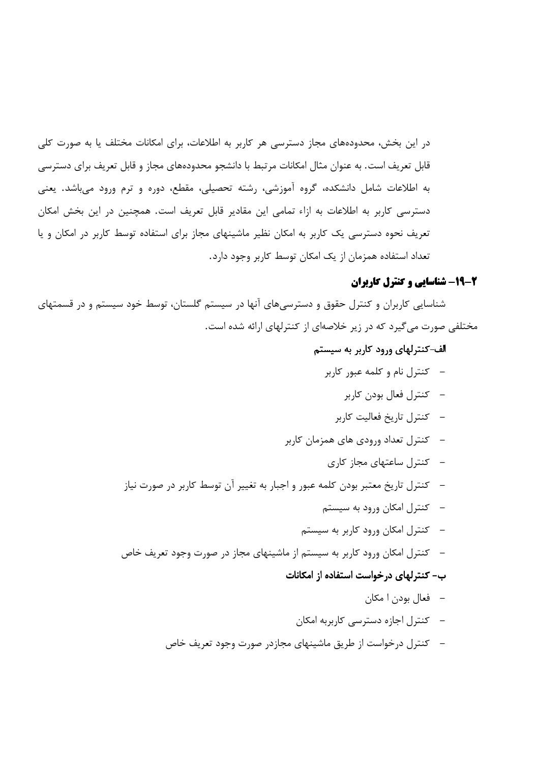در این بخش، محدوده‌های مجاز دسترسی هر کاربر به اطلاعات، برای امکانات مختلف یا به صورت کلی قابل تعریف است. به عنوان مثال امکانات مرتبط با دانشجو محدوده‌های مجاز و قابل تعریف برای دسترسی به اطلاعات شامل دانشکده، گروه آموزشی، رشته تحصیلی، مقطع، دوره و ترم ورود می‌باشد. یعنی دسترسی کاربر به اطلاعات به ازاء تمامی این مقادیر قابل تعریف است. همچنین در این بخش امکان تعریف نحوه دسترسی یک کاربر به امکان نظیر ماشینهای مجاز برای استفاده توسط کاربر در امکان و یا تعداد استفاده همزمان از یک امکان توسط کاربر وجود دارد.

## ۲-۱۹- شناسایی و کنترل کاربران

شناسایی کاربران و کنترل حقوق و دسترسی‌های آنها در سیستم گلستان، توسط خود سیستم و در قسمتهای مختلفی صورت می‌گیرد که در زیر خلاصه‌ای از کنترلهای ارائه شده است.

**الف-کنترلهای ورود کاربر به سیستم**

- کنترل نام و کلمه عبور کاربر
- کنترل فعال بودن کاربر
- کنترل تاریخ فعالیت کاربر
- کنترل تعداد ورودی های همزمان کاربر
- کنترل ساعتهای مجاز کاری
- کنترل تاریخ معتبر بودن کلمه عبور و اجبار به تغییر آن توسط کاربر در صورت نیاز
- کنترل امکان ورود به سیستم
- کنترل امکان ورود کاربر به سیستم
- کنترل امکان ورود کاربر به سیستم از ماشینهای مجاز در صورت وجود تعریف خاص

**ب- کنترلهای درخواست استفاده از امکانات**

- فعال بودن ا مکان
- کنترل اجازه دسترسی کاربربه امکان
- کنترل درخواست از طریق ماشینهای مجازدر صورت وجود تعریف خاص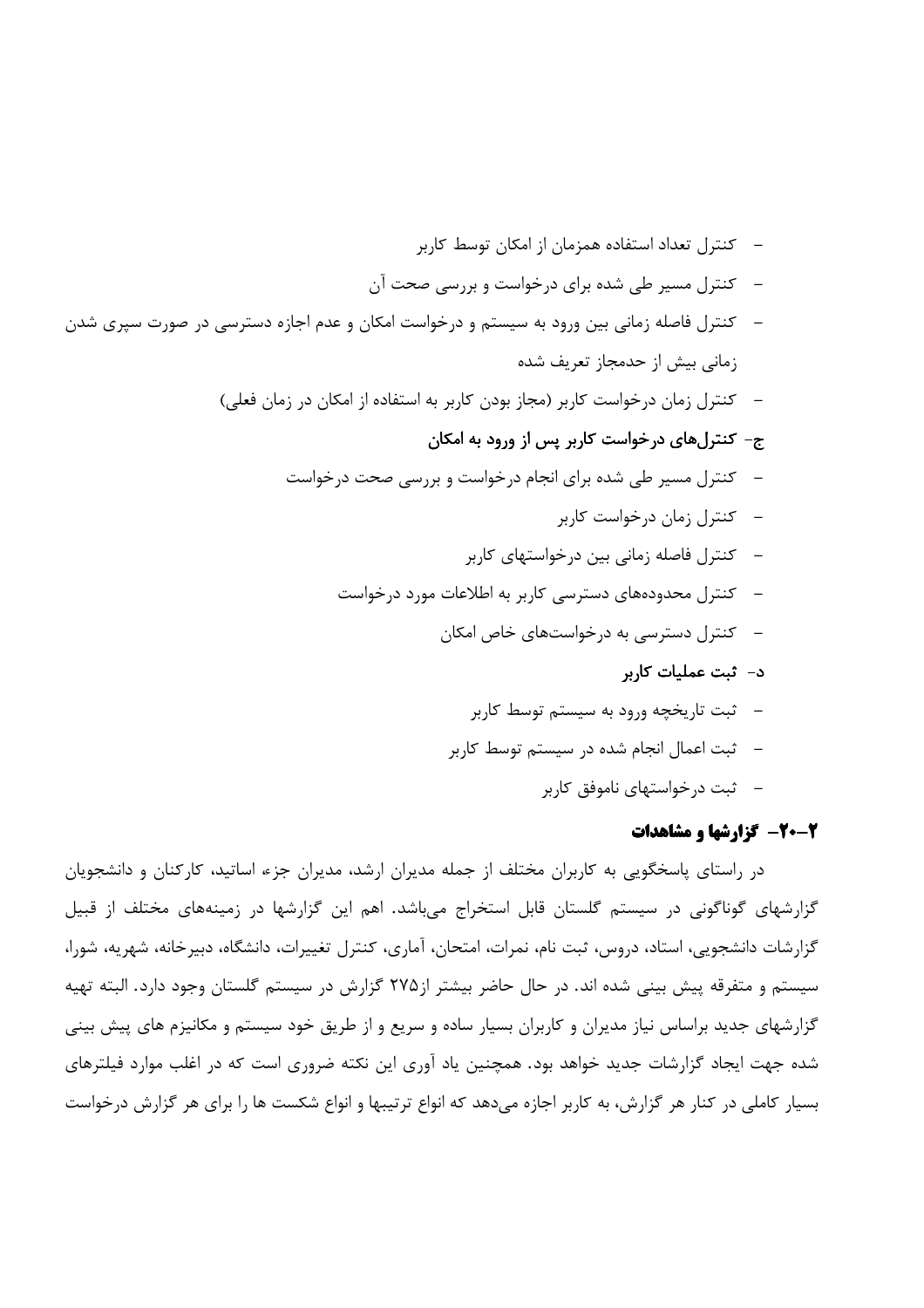- کنترل تعداد استفاده همزمان از امکان توسط کاربر
- کنترل مسیر طی شده برای درخواست و بررسی صحت آن
- کنترل فاصله زمانی بین ورود به سیستم و درخواست امکان و عدم اجازه دسترسی در صورت سپری شدن زمانی بیش از حدمجاز تعریف شده
- کنترل زمان درخواست کاربر (مجاز بودن کاربر به استفاده از امکان در زمان فعلی)

**ج- کنترل‌های درخواست کاربر پس از ورود به امکان**

- کنترل مسیر طی شده برای انجام درخواست و بررسی صحت درخواست
- کنترل زمان درخواست کاربر
- کنترل فاصله زمانی بین درخواستهای کاربر
- کنترل محدوده‌های دسترسی کاربر به اطلاعات مورد درخواست
- کنترل دسترسی به درخواست‌های خاص امکان

**د- ثبت عملیات کاربر**

- ثبت تاریخچه ورود به سیستم توسط کاربر
- ثبت اعمال انجام شده در سیستم توسط کاربر
- ثبت درخواستهای ناموفق کاربر

## ۲-۲۰- گزارشها و مشاهدات

در راستای پاسخگویی به کاربران مختلف از جمله مدیران ارشد، مدیران جزء، اساتید، کارکنان و دانشجویان گزارشهای گوناگونی در سیستم گلستان قابل استخراج می‌باشد. اهم این گزارشها در زمینه‌های مختلف از قبیل گزارشات دانشجویی، استاد، دروس، ثبت نام، نمرات، امتحان، آماری، کنترل تغییرات، دانشگاه، دبیرخانه، شهریه، شورا، سیستم و متفرقه پیش بینی شده اند. در حال حاضر بیشتر از۲۷۵ گزارش در سیستم گلستان وجود دارد. البته تهیه گزارشهای جدید براساس نیاز مدیران و کاربران بسیار ساده و سریع و از طریق خود سیستم و مکانیزم های پیش بینی شده جهت ایجاد گزارشات جدید خواهد بود. همچنین یاد آوری این نکته ضروری است که در اغلب موارد فیلترهای بسیار کاملی در کنار هر گزارش، به کاربر اجازه می‌دهد که انواع ترتیبها و انواع شکست ها را برای هر گزارش درخواست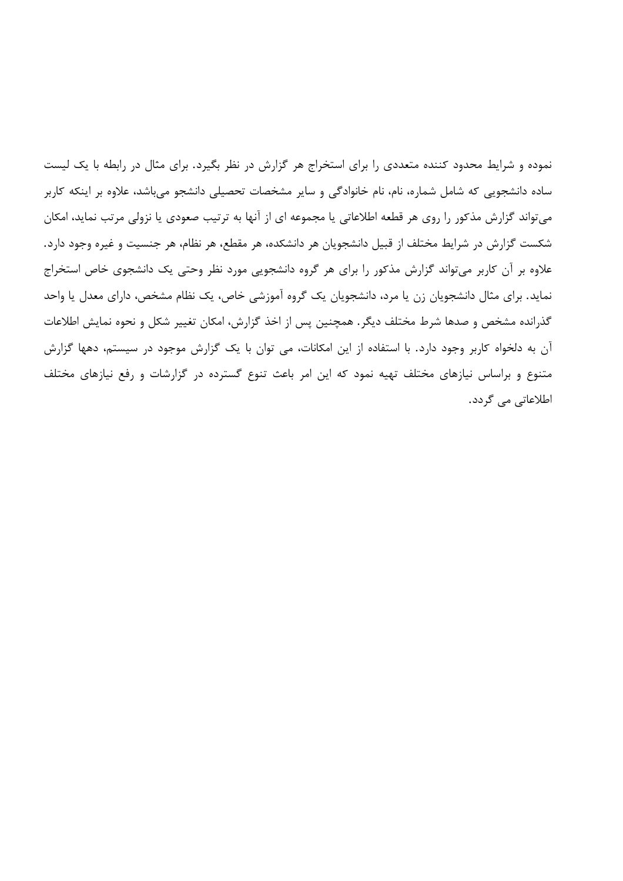نموده و شرایط محدود کننده متعددی را برای استخراج هر گزارش در نظر بگیرد. برای مثال در رابطه با یک لیست ساده دانشجویی که شامل شماره، نام، نام خانوادگی و سایر مشخصات تحصیلی دانشجو می‌باشد، علاوه بر اینکه کاربر می‌تواند گزارش مذکور را روی هر قطعه اطلاعاتی یا مجموعه ای از آنها به ترتیب صعودی یا نزولی مرتب نماید، امکان شکست گزارش در شرایط مختلف از قبیل دانشجویان هر دانشکده، هر مقطع، هر نظام، هر جنسیت و غیره وجود دارد. علاوه بر آن کاربر می‌تواند گزارش مذکور را برای هر گروه دانشجویی مورد نظر وحتی یک دانشجوی خاص استخراج نماید. برای مثال دانشجویان زن یا مرد، دانشجویان یک گروه آموزشی خاص، یک نظام مشخص، دارای معدل یا واحد گذرانده مشخص و صدها شرط مختلف دیگر. همچنین پس از اخذ گزارش، امکان تغییر شکل و نحوه نمایش اطلاعات آن به دلخواه کاربر وجود دارد. با استفاده از این امکانات، می توان با یک گزارش موجود در سیستم، دهها گزارش متنوع و براساس نیازهای مختلف تهیه نمود که این امر باعث تنوع گسترده در گزارشات و رفع نیازهای مختلف اطلاعاتی می گردد.